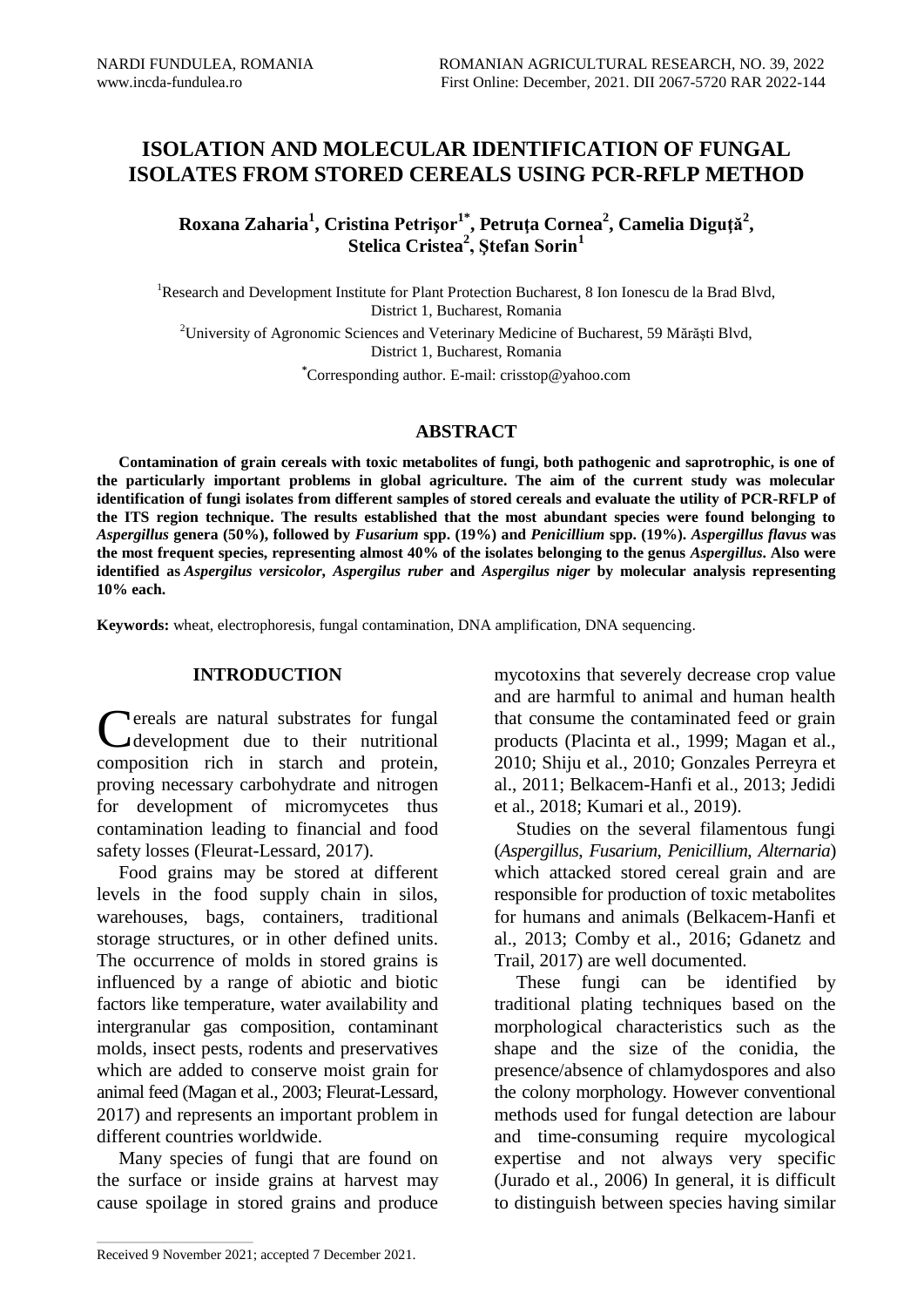# ISOLATION AND MOLECULAR IDENTIFICATION OF FUNGAL ISOLATES FROM STORED CEREALS USING PCR-RFLP METHOD

**Roxana Zaharia[1], Cristina Petrișor[1*], Petruța Cornea[2], Camelia Diguță[2], Stelica Cristea[2], Ștefan Sorin[1]**

[1]Research and Development Institute for Plant Protection Bucharest, 8 Ion Ionescu de la Brad Blvd, District 1, Bucharest, Romania

[2]University of Agronomic Sciences and Veterinary Medicine of Bucharest, 59 Mărăști Blvd, District 1, Bucharest, Romania

[*]Corresponding author. E-mail: crisstop@yahoo.com

## ABSTRACT

**Contamination of grain cereals with toxic metabolites of fungi, both pathogenic and saprotrophic, is one of the particularly important problems in global agriculture. The aim of the current study was molecular identification of fungi isolates from different samples of stored cereals and evaluate the utility of PCR-RFLP of the ITS region technique. The results established that the most abundant species were found belonging to *Aspergillus* genera (50%), followed by *Fusarium* spp. (19%) and *Penicillium* spp. (19%). *Aspergillus flavus* was the most frequent species, representing almost 40% of the isolates belonging to the genus *Aspergillus*. Also were identified as *Aspergilus versicolor*, *Aspergilus ruber* and *Aspergilus niger* by molecular analysis representing 10% each.**

**Keywords:** wheat, electrophoresis, fungal contamination, DNA amplification, DNA sequencing.

## INTRODUCTION

Cereals are natural substrates for fungal development due to their nutritional composition rich in starch and protein, proving necessary carbohydrate and nitrogen for development of micromycetes thus contamination leading to financial and food safety losses (Fleurat-Lessard, 2017).

Food grains may be stored at different levels in the food supply chain in silos, warehouses, bags, containers, traditional storage structures, or in other defined units. The occurrence of molds in stored grains is influenced by a range of abiotic and biotic factors like temperature, water availability and intergranular gas composition, contaminant molds, insect pests, rodents and preservatives which are added to conserve moist grain for animal feed (Magan et al., 2003; Fleurat-Lessard, 2017) and represents an important problem in different countries worldwide.

Many species of fungi that are found on the surface or inside grains at harvest may cause spoilage in stored grains and produce mycotoxins that severely decrease crop value and are harmful to animal and human health that consume the contaminated feed or grain products (Placinta et al., 1999; Magan et al., 2010; Shiju et al., 2010; Gonzales Perreyra et al., 2011; Belkacem-Hanfi et al., 2013; Jedidi et al., 2018; Kumari et al., 2019).

Studies on the several filamentous fungi (*Aspergillus*, *Fusarium*, *Penicillium*, *Alternaria*) which attacked stored cereal grain and are responsible for production of toxic metabolites for humans and animals (Belkacem-Hanfi et al., 2013; Comby et al., 2016; Gdanetz and Trail, 2017) are well documented.

These fungi can be identified by traditional plating techniques based on the morphological characteristics such as the shape and the size of the conidia, the presence/absence of chlamydospores and also the colony morphology. However conventional methods used for fungal detection are labour and time-consuming require mycological expertise and not always very specific (Jurado et al., 2006) In general, it is difficult to distinguish between species having similar

Received 9 November 2021; accepted 7 December 2021.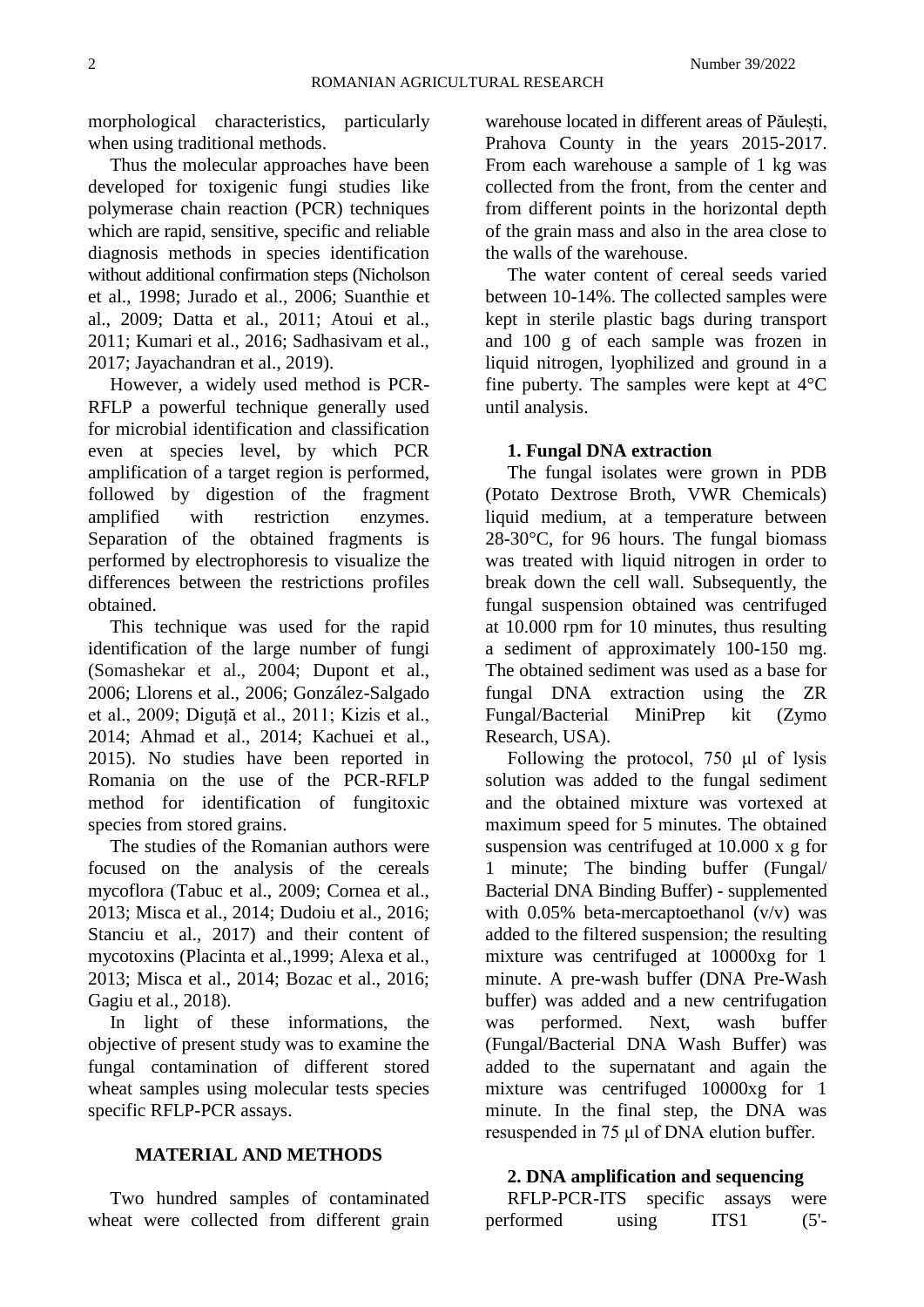morphological characteristics, particularly when using traditional methods.

Thus the molecular approaches have been developed for toxigenic fungi studies like polymerase chain reaction (PCR) techniques which are rapid, sensitive, specific and reliable diagnosis methods in species identification without additional confirmation steps (Nicholson et al., 1998; Jurado et al., 2006; Suanthie et al., 2009; Datta et al., 2011; Atoui et al., 2011; Kumari et al., 2016; Sadhasivam et al., 2017; Jayachandran et al., 2019).

However, a widely used method is PCR-RFLP a powerful technique generally used for microbial identification and classification even at species level, by which PCR amplification of a target region is performed, followed by digestion of the fragment amplified with restriction enzymes. Separation of the obtained fragments is performed by electrophoresis to visualize the differences between the restrictions profiles obtained.

This technique was used for the rapid identification of the large number of fungi (Somashekar et al., 2004; Dupont et al., 2006; Llorens et al., 2006; González-Salgado et al., 2009; Diguță et al., 2011; Kizis et al., 2014; Ahmad et al., 2014; Kachuei et al., 2015). No studies have been reported in Romania on the use of the PCR-RFLP method for identification of fungitoxic species from stored grains.

The studies of the Romanian authors were focused on the analysis of the cereals mycoflora (Tabuc et al., 2009; Cornea et al., 2013; Misca et al., 2014; Dudoiu et al., 2016; Stanciu et al., 2017) and their content of mycotoxins (Placinta et al.,1999; Alexa et al., 2013; Misca et al., 2014; Bozac et al., 2016; Gagiu et al., 2018).

In light of these informations, the objective of present study was to examine the fungal contamination of different stored wheat samples using molecular tests species specific RFLP-PCR assays.

## MATERIAL AND METHODS

Two hundred samples of contaminated wheat were collected from different grain warehouse located in different areas of Păulești, Prahova County in the years 2015-2017. From each warehouse a sample of 1 kg was collected from the front, from the center and from different points in the horizontal depth of the grain mass and also in the area close to the walls of the warehouse.

The water content of cereal seeds varied between 10-14%. The collected samples were kept in sterile plastic bags during transport and 100 g of each sample was frozen in liquid nitrogen, lyophilized and ground in a fine puberty. The samples were kept at 4°C until analysis.

### 1. Fungal DNA extraction

The fungal isolates were grown in PDB (Potato Dextrose Broth, VWR Chemicals) liquid medium, at a temperature between 28-30°C, for 96 hours. The fungal biomass was treated with liquid nitrogen in order to break down the cell wall. Subsequently, the fungal suspension obtained was centrifuged at 10.000 rpm for 10 minutes, thus resulting a sediment of approximately 100-150 mg. The obtained sediment was used as a base for fungal DNA extraction using the ZR Fungal/Bacterial MiniPrep kit (Zymo Research, USA).

Following the protocol, 750 µl of lysis solution was added to the fungal sediment and the obtained mixture was vortexed at maximum speed for 5 minutes. The obtained suspension was centrifuged at 10.000 x g for 1 minute; The binding buffer (Fungal/ Bacterial DNA Binding Buffer) - supplemented with 0.05% beta-mercaptoethanol (v/v) was added to the filtered suspension; the resulting mixture was centrifuged at 10000xg for 1 minute. A pre-wash buffer (DNA Pre-Wash buffer) was added and a new centrifugation was performed. Next, wash buffer (Fungal/Bacterial DNA Wash Buffer) was added to the supernatant and again the mixture was centrifuged 10000xg for 1 minute. In the final step, the DNA was resuspended in 75 µl of DNA elution buffer.

### 2. DNA amplification and sequencing

RFLP-PCR-ITS specific assays were performed using ITS1 (5'-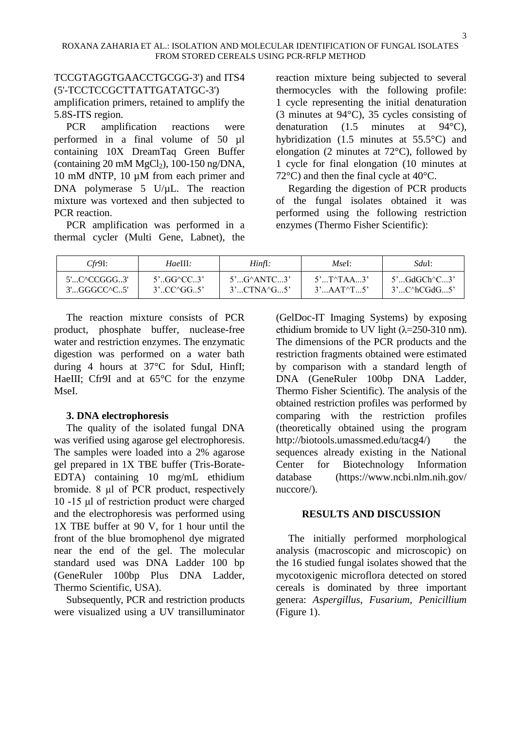TCCGTAGGTGAACCTGCGG-3') and ITS4 (5'-TCCTCCGCTTATTGATATGC-3') amplification primers, retained to amplify the 5.8S-ITS region.

PCR amplification reactions were performed in a final volume of 50 µl containing 10X DreamTaq Green Buffer (containing 20 mM $MgCl_2$), 100-150 ng/DNA, 10 mM dNTP, 10 µM from each primer and DNA polymerase 5 U/µL. The reaction mixture was vortexed and then subjected to PCR reaction.

PCR amplification was performed in a thermal cycler (Multi Gene, Labnet), the reaction mixture being subjected to several thermocycles with the following profile: 1 cycle representing the initial denaturation (3 minutes at 94°C), 35 cycles consisting of denaturation (1.5 minutes at 94°C), hybridization (1.5 minutes at 55.5°C) and elongation (2 minutes at 72°C), followed by 1 cycle for final elongation (10 minutes at 72°C) and then the final cycle at 40°C.

Regarding the digestion of PCR products of the fungal isolates obtained it was performed using the following restriction enzymes (Thermo Fisher Scientific):

| *Cfr*9I: | *Hae*III: | *Hinf*I: | *Mse*I: | *Sdu*I: |
|---|---|---|---|---|
| 5'...C^CCGGG..3'<br>3'...GGGCC^C..5' | 5'..GG^CC..3'<br>3'..CC^GG..5' | 5'...G^ANTC...3'<br>3'...CTNA^G...5' | 5'...T^TAA...3'<br>3'...AAT^T...5' | 5'...GdGCh^C...3'<br>3'...C^hCGdG...5' |

The reaction mixture consists of PCR product, phosphate buffer, nuclease-free water and restriction enzymes. The enzymatic digestion was performed on a water bath during 4 hours at 37°C for SduI, HinfI; HaeIII; Cfr9I and at 65°C for the enzyme MseI.

### 3. DNA electrophoresis

The quality of the isolated fungal DNA was verified using agarose gel electrophoresis. The samples were loaded into a 2% agarose gel prepared in 1X TBE buffer (Tris-Borate-EDTA) containing 10 mg/mL ethidium bromide. 8 μl of PCR product, respectively 10 -15 μl of restriction product were charged and the electrophoresis was performed using 1X TBE buffer at 90 V, for 1 hour until the front of the blue bromophenol dye migrated near the end of the gel. The molecular standard used was DNA Ladder 100 bp (GeneRuler 100bp Plus DNA Ladder, Thermo Scientific, USA).

Subsequently, PCR and restriction products were visualized using a UV transilluminator (GelDoc-IT Imaging Systems) by exposing ethidium bromide to UV light ($\lambda$=250-310 nm). The dimensions of the PCR products and the restriction fragments obtained were estimated by comparison with a standard length of DNA (GeneRuler 100bp DNA Ladder, Thermo Fisher Scientific). The analysis of the obtained restriction profiles was performed by comparing with the restriction profiles (theoretically obtained using the program http://biotools.umassmed.edu/tacg4/) the sequences already existing in the National Center for Biotechnology Information database (https://www.ncbi.nlm.nih.gov/nuccore/).

## RESULTS AND DISCUSSION

The initially performed morphological analysis (macroscopic and microscopic) on the 16 studied fungal isolates showed that the mycotoxigenic microflora detected on stored cereals is dominated by three important genera: *Aspergillus*, *Fusarium*, *Penicillium* (Figure 1).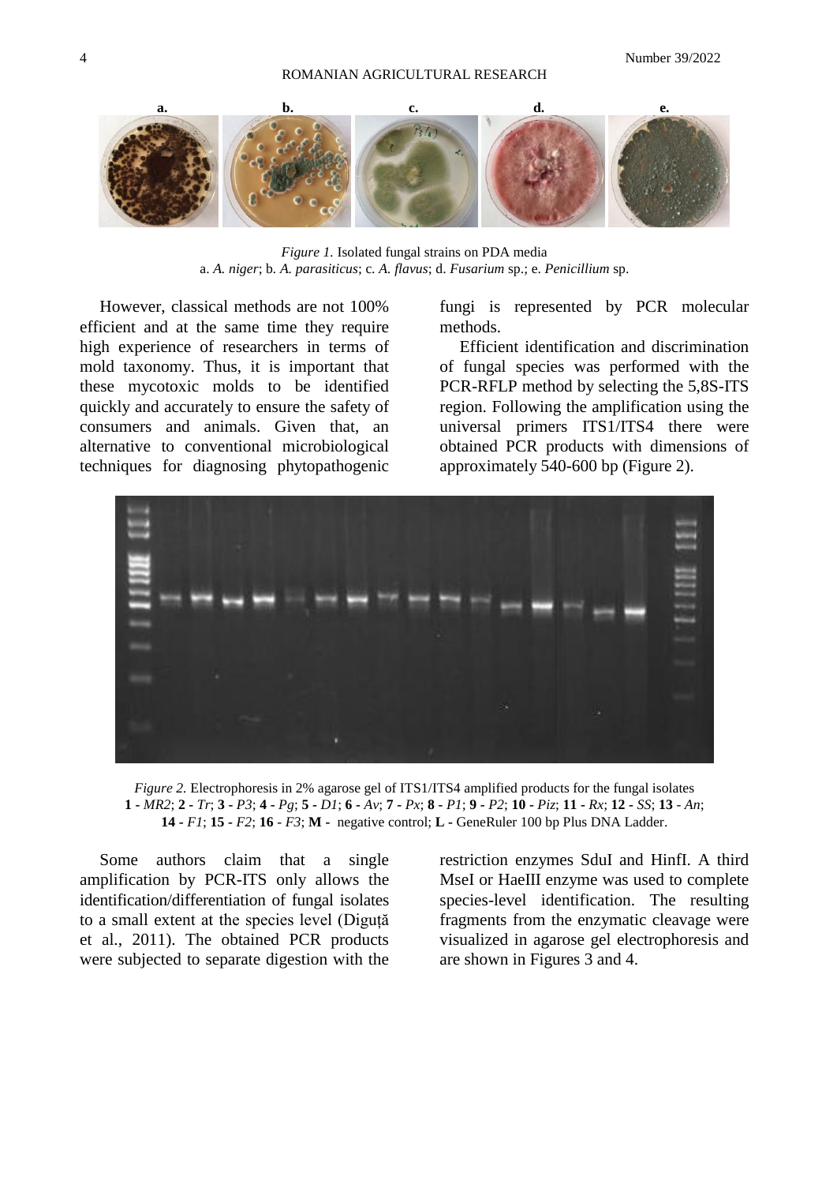*Figure 1.* Isolated fungal strains on PDA media
a. *A. niger*; b. *A. parasiticus*; c. *A. flavus*; d. *Fusarium* sp.; e. *Penicillium* sp.

However, classical methods are not 100% efficient and at the same time they require high experience of researchers in terms of mold taxonomy. Thus, it is important that these mycotoxic molds to be identified quickly and accurately to ensure the safety of consumers and animals. Given that, an alternative to conventional microbiological techniques for diagnosing phytopathogenic fungi is represented by PCR molecular methods.

Efficient identification and discrimination of fungal species was performed with the PCR-RFLP method by selecting the 5,8S-ITS region. Following the amplification using the universal primers ITS1/ITS4 there were obtained PCR products with dimensions of approximately 540-600 bp (Figure 2).

*Figure 2.* Electrophoresis in 2% agarose gel of ITS1/ITS4 amplified products for the fungal isolates
**1** - *MR2*; **2** - *Tr*; **3** - *P3*; **4** - *Pg*; **5** - *D1*; **6** - *Av*; **7** - *Px*; **8** - *P1*; **9** - *P2*; **10** - *Piz*; **11** - *Rx*; **12** - *SS*; **13** - *An*; **14** - *F1*; **15** - *F2*; **16** - *F3*; **M** - negative control; **L** - GeneRuler 100 bp Plus DNA Ladder.

Some authors claim that a single amplification by PCR-ITS only allows the identification/differentiation of fungal isolates to a small extent at the species level (Diguță et al., 2011). The obtained PCR products were subjected to separate digestion with the restriction enzymes SduI and HinfI. A third MseI or HaeIII enzyme was used to complete species-level identification. The resulting fragments from the enzymatic cleavage were visualized in agarose gel electrophoresis and are shown in Figures 3 and 4.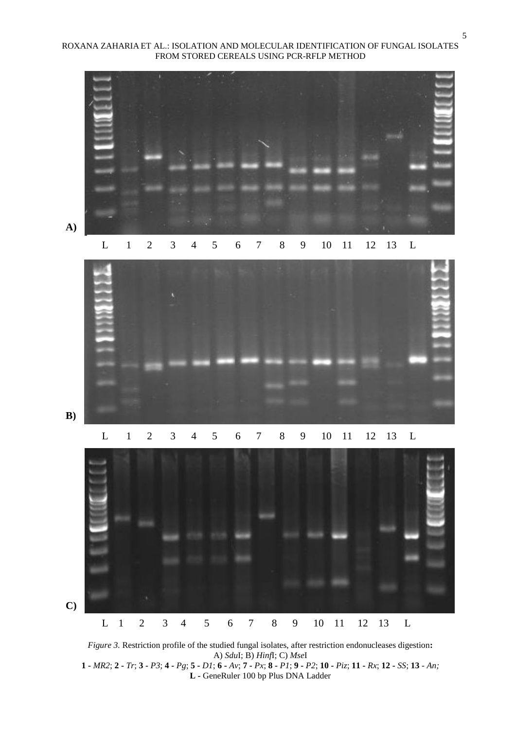A)

L 1 2 3 4 5 6 7 8 9 10 11 12 13 L

B)

L 1 2 3 4 5 6 7 8 9 10 11 12 13 L

C)

L 1 2 3 4 5 6 7 8 9 10 11 12 13 L

*Figure 3.* Restriction profile of the studied fungal isolates, after restriction endonucleases digestion**:**
A) *Sdu*I; B) *Hinf*I; C) *Mse*I
**1 -** *MR2*; **2 -** *Tr*; **3 -** *P3*; **4 -** *Pg*; **5 -** *D1*; **6 -** *Av*; **7 -** *Px*; **8 -** *P1*; **9 -** *P2*; **10 -** *Piz*; **11 -** *Rx*; **12 -** *SS*; **13** - *An;*
**L -** GeneRuler 100 bp Plus DNA Ladder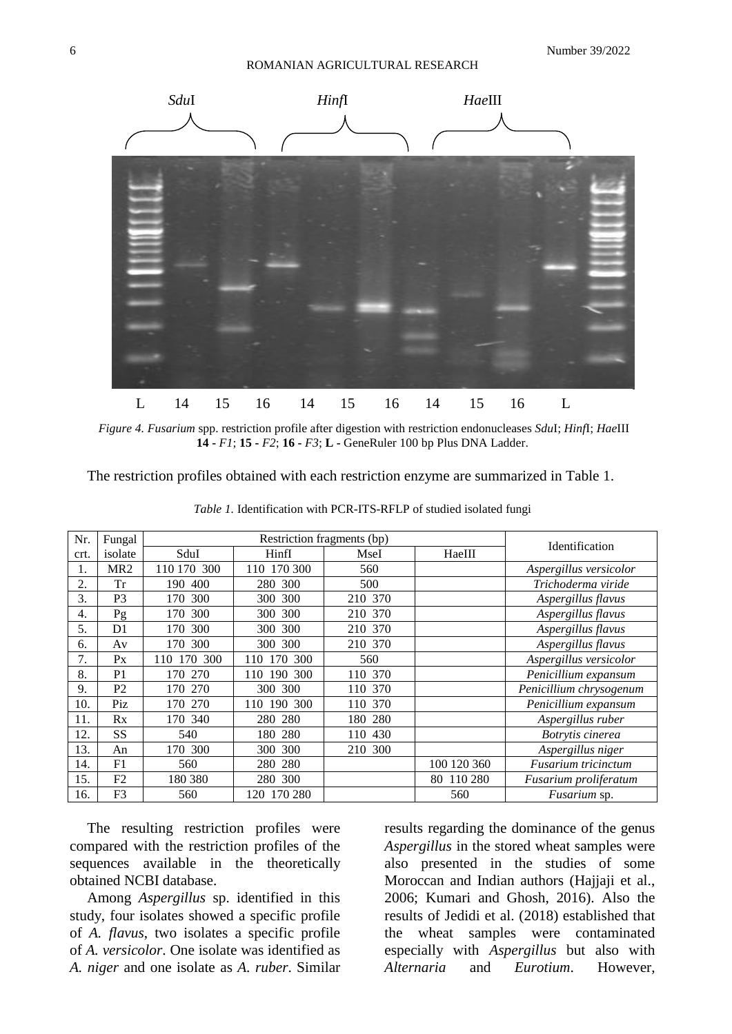*Figure 4. Fusarium* spp. restriction profile after digestion with restriction endonucleases *Sdu*I; *Hinf*I; *Hae*III
**14 -** *F1*; **15 -** *F2*; **16 -** *F3*; **L -** GeneRuler 100 bp Plus DNA Ladder.

The restriction profiles obtained with each restriction enzyme are summarized in Table 1.

*Table 1.* Identification with PCR-ITS-RFLP of studied isolated fungi

| Nr. crt. | Fungal isolate | Restriction fragments (bp) | | | | Identification |
|---|---|---|---|---|---|---|
| | | SduI | HinfI | MseI | HaeIII | |
| 1. | MR2 | 110 170 300 | 110 170 300 | 560 | | *Aspergillus versicolor* |
| 2. | Tr | 190 400 | 280 300 | 500 | | *Trichoderma viride* |
| 3. | P3 | 170 300 | 300 300 | 210 370 | | *Aspergillus flavus* |
| 4. | Pg | 170 300 | 300 300 | 210 370 | | *Aspergillus flavus* |
| 5. | D1 | 170 300 | 300 300 | 210 370 | | *Aspergillus flavus* |
| 6. | Av | 170 300 | 300 300 | 210 370 | | *Aspergillus flavus* |
| 7. | Px | 110 170 300 | 110 170 300 | 560 | | *Aspergillus versicolor* |
| 8. | P1 | 170 270 | 110 190 300 | 110 370 | | *Penicillium expansum* |
| 9. | P2 | 170 270 | 300 300 | 110 370 | | *Penicillium chrysogenum* |
| 10. | Piz | 170 270 | 110 190 300 | 110 370 | | *Penicillium expansum* |
| 11. | Rx | 170 340 | 280 280 | 180 280 | | *Aspergillus ruber* |
| 12. | SS | 540 | 180 280 | 110 430 | | *Botrytis cinerea* |
| 13. | An | 170 300 | 300 300 | 210 300 | | *Aspergillus niger* |
| 14. | F1 | 560 | 280 280 | | 100 120 360 | *Fusarium tricinctum* |
| 15. | F2 | 180 380 | 280 300 | | 80 110 280 | *Fusarium proliferatum* |
| 16. | F3 | 560 | 120 170 280 | | 560 | *Fusarium* sp. |

The resulting restriction profiles were compared with the restriction profiles of the sequences available in the theoretically obtained NCBI database.

Among *Aspergillus* sp. identified in this study, four isolates showed a specific profile of *A. flavus*, two isolates a specific profile of *A. versicolor*. One isolate was identified as *A. niger* and one isolate as *A. ruber*. Similar results regarding the dominance of the genus *Aspergillus* in the stored wheat samples were also presented in the studies of some Moroccan and Indian authors (Hajjaji et al., 2006; Kumari and Ghosh, 2016). Also the results of Jedidi et al. (2018) established that the wheat samples were contaminated especially with *Aspergillus* but also with *Alternaria* and *Eurotium*. However,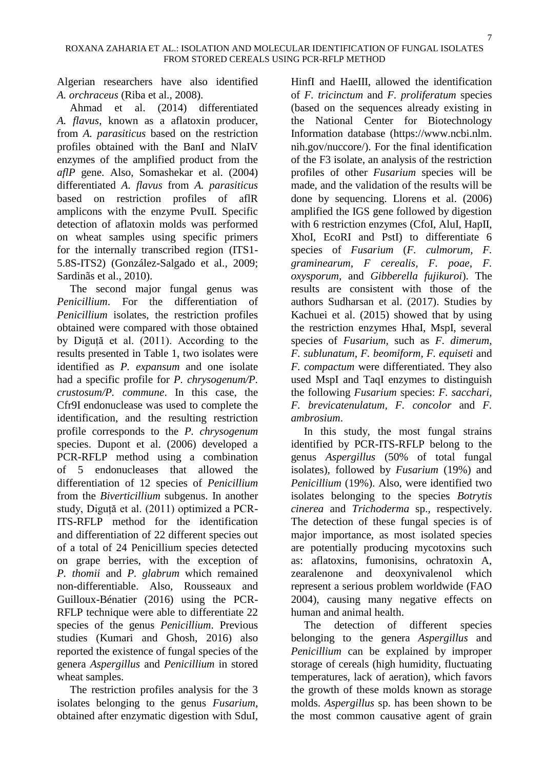Algerian researchers have also identified *A. orchraceus* (Riba et al., 2008).

Ahmad et al. (2014) differentiated *A. flavus*, known as a aflatoxin producer, from *A. parasiticus* based on the restriction profiles obtained with the BanI and NlaIV enzymes of the amplified product from the *aflP* gene. Also, Somashekar et al. (2004) differentiated *A. flavus* from *A. parasiticus* based on restriction profiles of aflR amplicons with the enzyme PvuII. Specific detection of aflatoxin molds was performed on wheat samples using specific primers for the internally transcribed region (ITS1-5.8S-ITS2) (González-Salgado et al., 2009; Sardinãs et al., 2010).

The second major fungal genus was *Penicillium*. For the differentiation of *Penicillium* isolates, the restriction profiles obtained were compared with those obtained by Diguță et al. (2011). According to the results presented in Table 1, two isolates were identified as *P. expansum* and one isolate had a specific profile for *P. chrysogenum/P. crustosum/P. commune*. In this case, the Cfr9I endonuclease was used to complete the identification, and the resulting restriction profile corresponds to the *P. chrysogenum* species. Dupont et al. (2006) developed a PCR-RFLP method using a combination of 5 endonucleases that allowed the differentiation of 12 species of *Penicillium* from the *Biverticillium* subgenus. In another study, Diguță et al. (2011) optimized a PCR-ITS-RFLP method for the identification and differentiation of 22 different species out of a total of 24 Penicillium species detected on grape berries, with the exception of *P. thomii* and *P. glabrum* which remained non-differentiable. Also, Rousseaux and Guilloux-Bénatier (2016) using the PCR-RFLP technique were able to differentiate 22 species of the genus *Penicillium*. Previous studies (Kumari and Ghosh, 2016) also reported the existence of fungal species of the genera *Aspergillus* and *Penicillium* in stored wheat samples.

The restriction profiles analysis for the 3 isolates belonging to the genus *Fusarium*, obtained after enzymatic digestion with SduI, HinfI and HaeIII, allowed the identification of *F. tricinctum* and *F. proliferatum* species (based on the sequences already existing in the National Center for Biotechnology Information database (https://www.ncbi.nlm.nih.gov/nuccore/). For the final identification of the F3 isolate, an analysis of the restriction profiles of other *Fusarium* species will be made, and the validation of the results will be done by sequencing. Llorens et al. (2006) amplified the IGS gene followed by digestion with 6 restriction enzymes (CfoI, AluI, HapII, XhoI, EcoRI and PstI) to differentiate 6 species of *Fusarium* (*F. culmorum, F. graminearum, F cerealis, F. poae, F. oxysporum,* and *Gibberella fujikuroi*). The results are consistent with those of the authors Sudharsan et al. (2017). Studies by Kachuei et al. (2015) showed that by using the restriction enzymes HhaI, MspI, several species of *Fusarium*, such as *F. dimerum, F. sublunatum, F. beomiform, F. equiseti* and *F. compactum* were differentiated. They also used MspI and TaqI enzymes to distinguish the following *Fusarium* species: *F. sacchari, F. brevicatenulatum, F. concolor* and *F. ambrosium*.

In this study, the most fungal strains identified by PCR-ITS-RFLP belong to the genus *Aspergillus* (50% of total fungal isolates), followed by *Fusarium* (19%) and *Penicillium* (19%). Also, were identified two isolates belonging to the species *Botrytis cinerea* and *Trichoderma* sp., respectively. The detection of these fungal species is of major importance, as most isolated species are potentially producing mycotoxins such as: aflatoxins, fumonisins, ochratoxin A, zearalenone and deoxynivalenol which represent a serious problem worldwide (FAO 2004), causing many negative effects on human and animal health.

The detection of different species belonging to the genera *Aspergillus* and *Penicillium* can be explained by improper storage of cereals (high humidity, fluctuating temperatures, lack of aeration), which favors the growth of these molds known as storage molds. *Aspergillus* sp. has been shown to be the most common causative agent of grain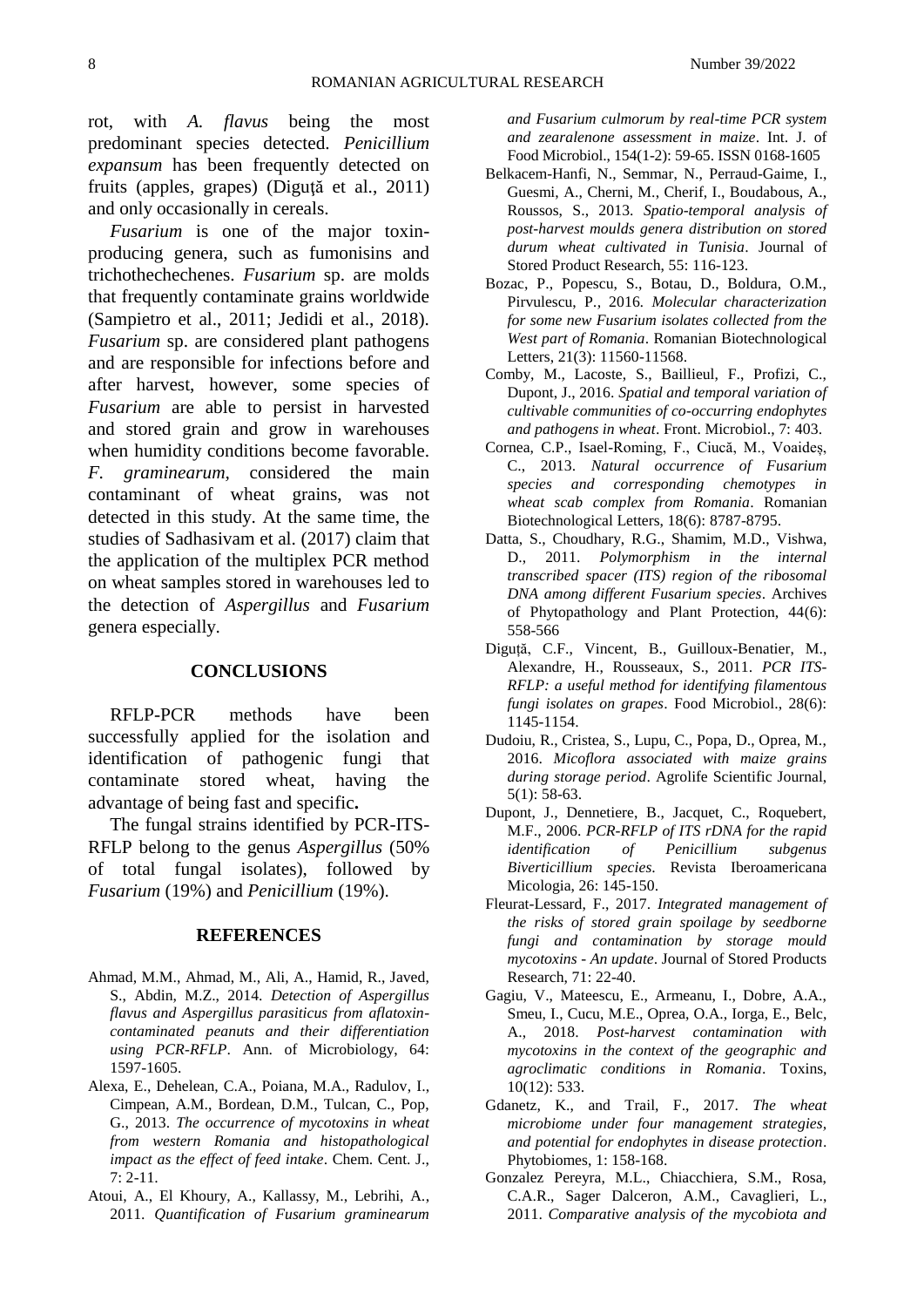rot, with *A. flavus* being the most predominant species detected. *Penicillium expansum* has been frequently detected on fruits (apples, grapes) (Diguţă et al., 2011) and only occasionally in cereals.

*Fusarium* is one of the major toxin-producing genera, such as fumonisins and trichothechechenes. *Fusarium* sp. are molds that frequently contaminate grains worldwide (Sampietro et al., 2011; Jedidi et al., 2018). *Fusarium* sp. are considered plant pathogens and are responsible for infections before and after harvest, however, some species of *Fusarium* are able to persist in harvested and stored grain and grow in warehouses when humidity conditions become favorable. *F. graminearum*, considered the main contaminant of wheat grains, was not detected in this study. At the same time, the studies of Sadhasivam et al. (2017) claim that the application of the multiplex PCR method on wheat samples stored in warehouses led to the detection of *Aspergillus* and *Fusarium* genera especially.

## CONCLUSIONS

RFLP-PCR methods have been successfully applied for the isolation and identification of pathogenic fungi that contaminate stored wheat, having the advantage of being fast and specific**.**

The fungal strains identified by PCR-ITS-RFLP belong to the genus *Aspergillus* (50% of total fungal isolates), followed by *Fusarium* (19%) and *Penicillium* (19%).

## REFERENCES

Ahmad, M.M., Ahmad, M., Ali, A., Hamid, R., Javed, S., Abdin, M.Z., 2014. *Detection of Aspergillus flavus and Aspergillus parasiticus from aflatoxin-contaminated peanuts and their differentiation using PCR-RFLP*. Ann. of Microbiology, 64: 1597-1605.

Alexa, E., Dehelean, C.A., Poiana, M.A., Radulov, I., Cimpean, A.M., Bordean, D.M., Tulcan, C., Pop, G., 2013. *The occurrence of mycotoxins in wheat from western Romania and histopathological impact as the effect of feed intake*. Chem. Cent. J., 7: 2-11.

Atoui, A., El Khoury, A., Kallassy, M., Lebrihi, A., 2011. *Quantification of Fusarium graminearum and Fusarium culmorum by real-time PCR system and zearalenone assessment in maize*. Int. J. of Food Microbiol., 154(1-2): 59-65. ISSN 0168-1605

Belkacem-Hanfi, N., Semmar, N., Perraud-Gaime, I., Guesmi, A., Cherni, M., Cherif, I., Boudabous, A., Roussos, S., 2013. *Spatio-temporal analysis of post-harvest moulds genera distribution on stored durum wheat cultivated in Tunisia*. Journal of Stored Product Research, 55: 116-123.

Bozac, P., Popescu, S., Botau, D., Boldura, O.M., Pirvulescu, P., 2016. *Molecular characterization for some new Fusarium isolates collected from the West part of Romania*. Romanian Biotechnological Letters, 21(3): 11560-11568.

Comby, M., Lacoste, S., Baillieul, F., Profizi, C., Dupont, J., 2016. *Spatial and temporal variation of cultivable communities of co-occurring endophytes and pathogens in wheat*. Front. Microbiol., 7: 403.

Cornea, C.P., Isael-Roming, F., Ciucă, M., Voaideș, C., 2013. *Natural occurrence of Fusarium species and corresponding chemotypes in wheat scab complex from Romania*. Romanian Biotechnological Letters, 18(6): 8787-8795.

Datta, S., Choudhary, R.G., Shamim, M.D., Vishwa, D., 2011. *Polymorphism in the internal transcribed spacer (ITS) region of the ribosomal DNA among different Fusarium species*. Archives of Phytopathology and Plant Protection, 44(6): 558-566

Diguță, C.F., Vincent, B., Guilloux-Benatier, M., Alexandre, H., Rousseaux, S., 2011. *PCR ITS-RFLP: a useful method for identifying filamentous fungi isolates on grapes*. Food Microbiol., 28(6): 1145-1154.

Dudoiu, R., Cristea, S., Lupu, C., Popa, D., Oprea, M., 2016. *Micoflora associated with maize grains during storage period*. Agrolife Scientific Journal, 5(1): 58-63.

Dupont, J., Dennetiere, B., Jacquet, C., Roquebert, M.F., 2006. *PCR-RFLP of ITS rDNA for the rapid identification of Penicillium subgenus Biverticillium species*. Revista Iberoamericana Micologia, 26: 145-150.

Fleurat-Lessard, F., 2017. *Integrated management of the risks of stored grain spoilage by seedborne fungi and contamination by storage mould mycotoxins - An update*. Journal of Stored Products Research, 71: 22-40.

Gagiu, V., Mateescu, E., Armeanu, I., Dobre, A.A., Smeu, I., Cucu, M.E., Oprea, O.A., Iorga, E., Belc, A., 2018. *Post-harvest contamination with mycotoxins in the context of the geographic and agroclimatic conditions in Romania*. Toxins, 10(12): 533.

Gdanetz, K., and Trail, F., 2017. *The wheat microbiome under four management strategies, and potential for endophytes in disease protection*. Phytobiomes, 1: 158-168.

Gonzalez Pereyra, M.L., Chiacchiera, S.M., Rosa, C.A.R., Sager Dalceron, A.M., Cavaglieri, L., 2011. *Comparative analysis of the mycobiota and*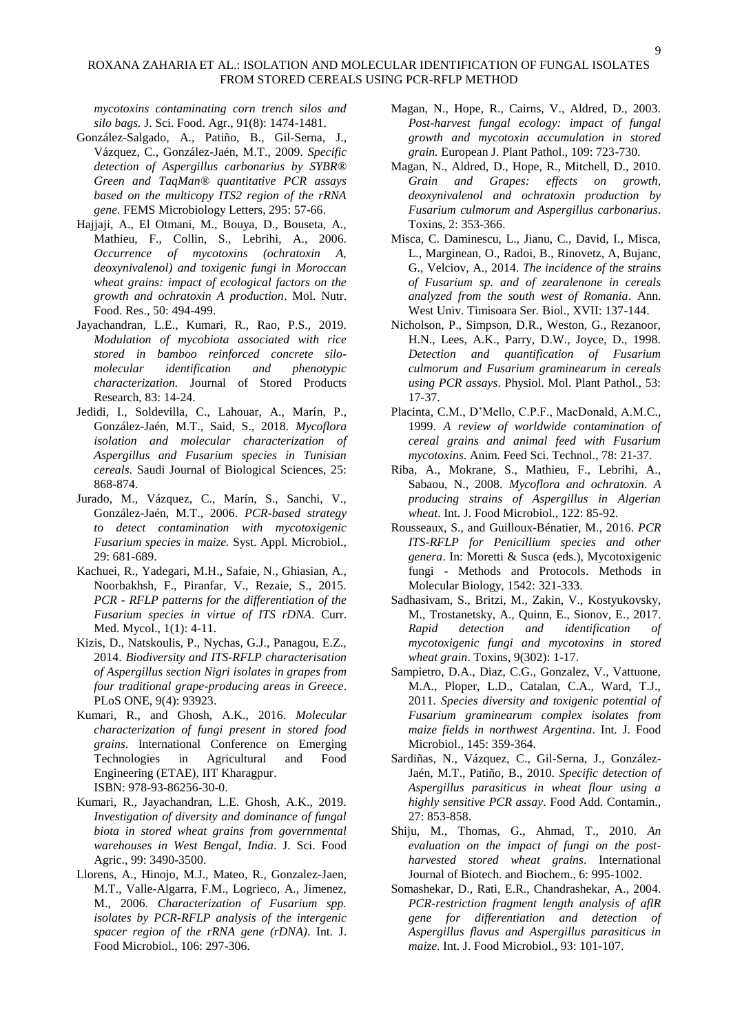*mycotoxins contaminating corn trench silos and silo bags.* J. Sci. Food. Agr., 91(8): 1474-1481.

González-Salgado, A., Patiño, B., Gil-Serna, J., Vázquez, C., González-Jaén, M.T., 2009. *Specific detection of Aspergillus carbonarius by SYBR® Green and TaqMan® quantitative PCR assays based on the multicopy ITS2 region of the rRNA gene*. FEMS Microbiology Letters, 295: 57-66.

Hajjaji, A., El Otmani, M., Bouya, D., Bouseta, A., Mathieu, F., Collin, S., Lebrihi, A., 2006. *Occurrence of mycotoxins (ochratoxin A, deoxynivalenol) and toxigenic fungi in Moroccan wheat grains: impact of ecological factors on the growth and ochratoxin A production*. Mol. Nutr. Food. Res., 50: 494-499.

Jayachandran, L.E., Kumari, R., Rao, P.S., 2019. *Modulation of mycobiota associated with rice stored in bamboo reinforced concrete silo-molecular identification and phenotypic characterization.* Journal of Stored Products Research, 83: 14-24.

Jedidi, I., Soldevilla, C., Lahouar, A., Marín, P., González-Jaén, M.T., Said, S., 2018. *Mycoflora isolation and molecular characterization of Aspergillus and Fusarium species in Tunisian cereals*. Saudi Journal of Biological Sciences, 25: 868-874.

Jurado, M., Vázquez, C., Marín, S., Sanchi, V., González-Jaén, M.T., 2006. *PCR-based strategy to detect contamination with mycotoxigenic Fusarium species in maize.* Syst. Appl. Microbiol., 29: 681-689.

Kachuei, R., Yadegari, M.H., Safaie, N., Ghiasian, A., Noorbakhsh, F., Piranfar, V., Rezaie, S., 2015. *PCR - RFLP patterns for the differentiation of the Fusarium species in virtue of ITS rDNA*. Curr. Med. Mycol., 1(1): 4-11.

Kizis, D., Natskoulis, P., Nychas, G.J., Panagou, E.Z., 2014. *Biodiversity and ITS-RFLP characterisation of Aspergillus section Nigri isolates in grapes from four traditional grape-producing areas in Greece*. PLoS ONE, 9(4): 93923.

Kumari, R., and Ghosh, A.K., 2016. *Molecular characterization of fungi present in stored food grains*. International Conference on Emerging Technologies in Agricultural and Food Engineering (ETAE), IIT Kharagpur. ISBN: 978-93-86256-30-0.

Kumari, R., Jayachandran, L.E. Ghosh, A.K., 2019. *Investigation of diversity and dominance of fungal biota in stored wheat grains from governmental warehouses in West Bengal, India*. J. Sci. Food Agric., 99: 3490-3500.

Llorens, A., Hinojo, M.J., Mateo, R., Gonzalez-Jaen, M.T., Valle-Algarra, F.M., Logrieco, A., Jimenez, M., 2006. *Characterization of Fusarium spp. isolates by PCR-RFLP analysis of the intergenic spacer region of the rRNA gene (rDNA)*. Int. J. Food Microbiol., 106: 297-306.

Magan, N., Hope, R., Cairns, V., Aldred, D., 2003. *Post-harvest fungal ecology: impact of fungal growth and mycotoxin accumulation in stored grain.* European J. Plant Pathol., 109: 723-730.

Magan, N., Aldred, D., Hope, R., Mitchell, D., 2010. *Grain and Grapes: effects on growth, deoxynivalenol and ochratoxin production by Fusarium culmorum and Aspergillus carbonarius*. Toxins, 2: 353-366.

Misca, C. Daminescu, L., Jianu, C., David, I., Misca, L., Marginean, O., Radoi, B., Rinovetz, A, Bujanc, G., Velciov, A., 2014. *The incidence of the strains of Fusarium sp. and of zearalenone in cereals analyzed from the south west of Romania*. Ann. West Univ. Timisoara Ser. Biol., XVII: 137-144.

Nicholson, P., Simpson, D.R., Weston, G., Rezanoor, H.N., Lees, A.K., Parry, D.W., Joyce, D., 1998. *Detection and quantification of Fusarium culmorum and Fusarium graminearum in cereals using PCR assays*. Physiol. Mol. Plant Pathol., 53: 17-37.

Placinta, C.M., D'Mello, C.P.F., MacDonald, A.M.C., 1999. *A review of worldwide contamination of cereal grains and animal feed with Fusarium mycotoxins*. Anim. Feed Sci. Technol., 78: 21-37.

Riba, A., Mokrane, S., Mathieu, F., Lebrihi, A., Sabaou, N., 2008. *Mycoflora and ochratoxin. A producing strains of Aspergillus in Algerian wheat*. Int. J. Food Microbiol., 122: 85-92.

Rousseaux, S., and Guilloux-Bénatier, M., 2016. *PCR ITS-RFLP for Penicillium species and other genera*. In: Moretti & Susca (eds.), Mycotoxigenic fungi - Methods and Protocols. Methods in Molecular Biology, 1542: 321-333.

Sadhasivam, S., Britzi, M., Zakin, V., Kostyukovsky, M., Trostanetsky, A., Quinn, E., Sionov, E., 2017. *Rapid detection and identification of mycotoxigenic fungi and mycotoxins in stored wheat grain*. Toxins, 9(302): 1-17.

Sampietro, D.A., Diaz, C.G., Gonzalez, V., Vattuone, M.A., Ploper, L.D., Catalan, C.A., Ward, T.J., 2011. *Species diversity and toxigenic potential of Fusarium graminearum complex isolates from maize fields in northwest Argentina*. Int. J. Food Microbiol., 145: 359-364.

Sardiñas, N., Vázquez, C., Gil-Serna, J., González-Jaén, M.T., Patiño, B., 2010. *Specific detection of Aspergillus parasiticus in wheat flour using a highly sensitive PCR assay*. Food Add. Contamin., 27: 853-858.

Shiju, M., Thomas, G., Ahmad, T., 2010. *An evaluation on the impact of fungi on the post-harvested stored wheat grains*. International Journal of Biotech. and Biochem., 6: 995-1002.

Somashekar, D., Rati, E.R., Chandrashekar, A., 2004. *PCR-restriction fragment length analysis of aflR gene for differentiation and detection of Aspergillus flavus and Aspergillus parasiticus in maize*. Int. J. Food Microbiol., 93: 101-107.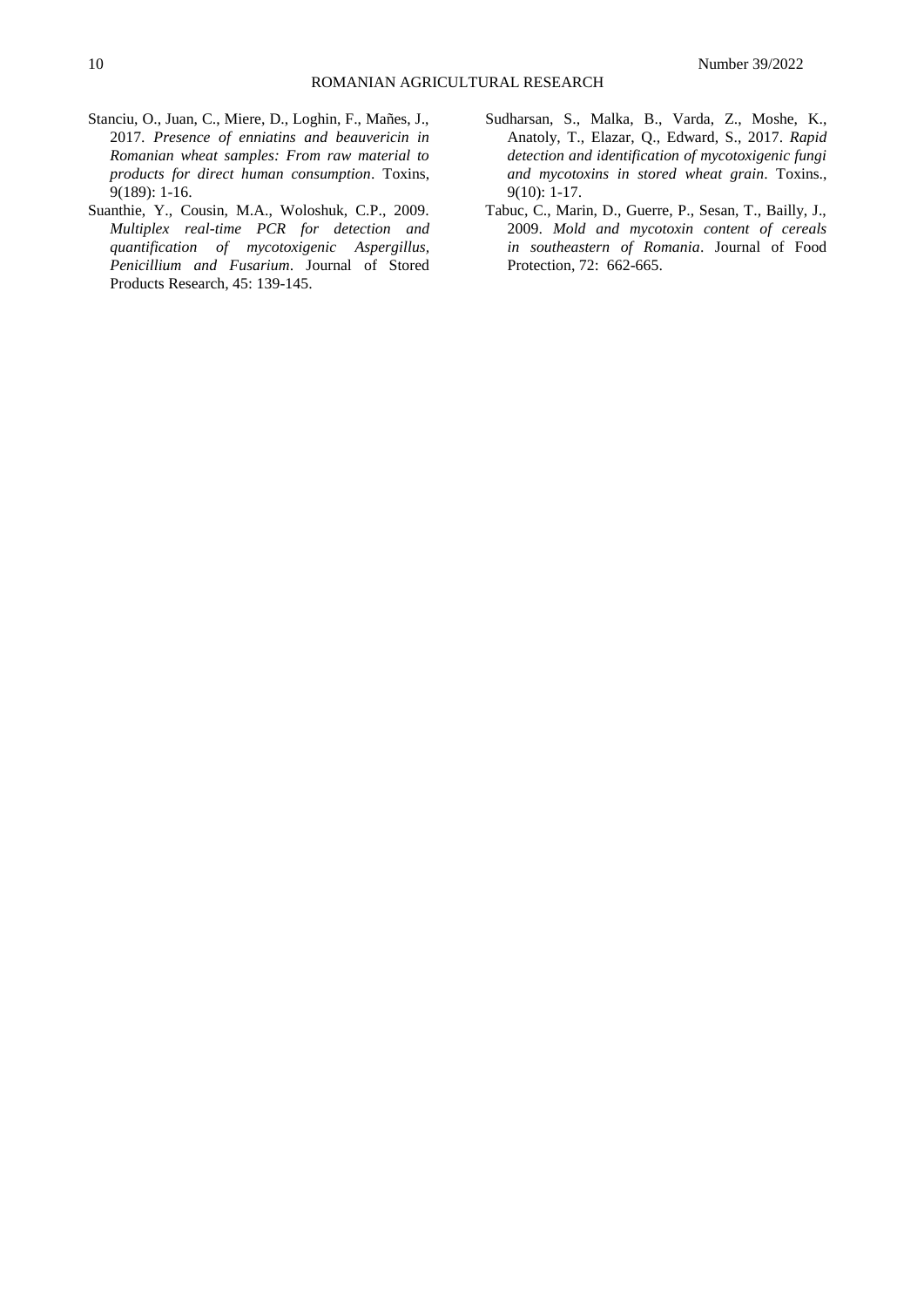Stanciu, O., Juan, C., Miere, D., Loghin, F., Mañes, J., 2017. *Presence of enniatins and beauvericin in Romanian wheat samples: From raw material to products for direct human consumption*. Toxins, 9(189): 1-16.

Suanthie, Y., Cousin, M.A., Woloshuk, C.P., 2009. *Multiplex real-time PCR for detection and quantification of mycotoxigenic Aspergillus, Penicillium and Fusarium*. Journal of Stored Products Research, 45: 139-145.

Sudharsan, S., Malka, B., Varda, Z., Moshe, K., Anatoly, T., Elazar, Q., Edward, S., 2017. *Rapid detection and identification of mycotoxigenic fungi and mycotoxins in stored wheat grain*. Toxins., 9(10): 1-17.

Tabuc, C., Marin, D., Guerre, P., Sesan, T., Bailly, J., 2009. *Mold and mycotoxin content of cereals in southeastern of Romania*. Journal of Food Protection, 72: 662-665.